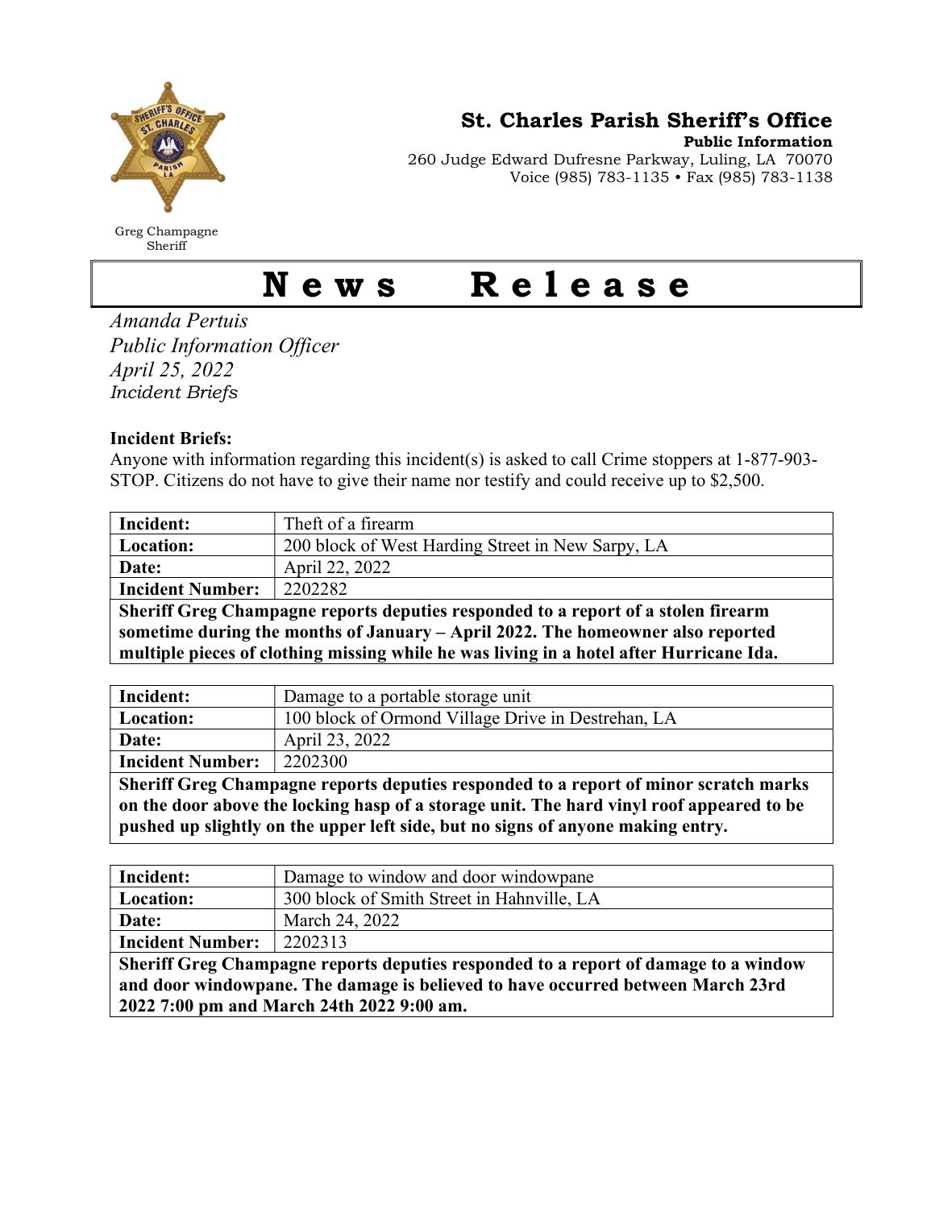# St. Charles Parish Sheriff's Office

**Public Information**

260 Judge Edward Dufresne Parkway, Luling, LA 70070
Voice (985) 783-1135 • Fax (985) 783-1138

Greg Champagne
Sheriff

# News Release

*Amanda Pertuis*
*Public Information Officer*
*April 25, 2022*
*Incident Briefs*

**Incident Briefs:**

Anyone with information regarding this incident(s) is asked to call Crime stoppers at 1-877-903-STOP. Citizens do not have to give their name nor testify and could receive up to $2,500.

| **Incident:** | Theft of a firearm |
|---|---|
| **Location:** | 200 block of West Harding Street in New Sarpy, LA |
| **Date:** | April 22, 2022 |
| **Incident Number:** | 2202282 |

**Sheriff Greg Champagne reports deputies responded to a report of a stolen firearm sometime during the months of January – April 2022. The homeowner also reported multiple pieces of clothing missing while he was living in a hotel after Hurricane Ida.**

| **Incident:** | Damage to a portable storage unit |
|---|---|
| **Location:** | 100 block of Ormond Village Drive in Destrehan, LA |
| **Date:** | April 23, 2022 |
| **Incident Number:** | 2202300 |

**Sheriff Greg Champagne reports deputies responded to a report of minor scratch marks on the door above the locking hasp of a storage unit. The hard vinyl roof appeared to be pushed up slightly on the upper left side, but no signs of anyone making entry.**

| **Incident:** | Damage to window and door windowpane |
|---|---|
| **Location:** | 300 block of Smith Street in Hahnville, LA |
| **Date:** | March 24, 2022 |
| **Incident Number:** | 2202313 |

**Sheriff Greg Champagne reports deputies responded to a report of damage to a window and door windowpane. The damage is believed to have occurred between March 23rd 2022 7:00 pm and March 24th 2022 9:00 am.**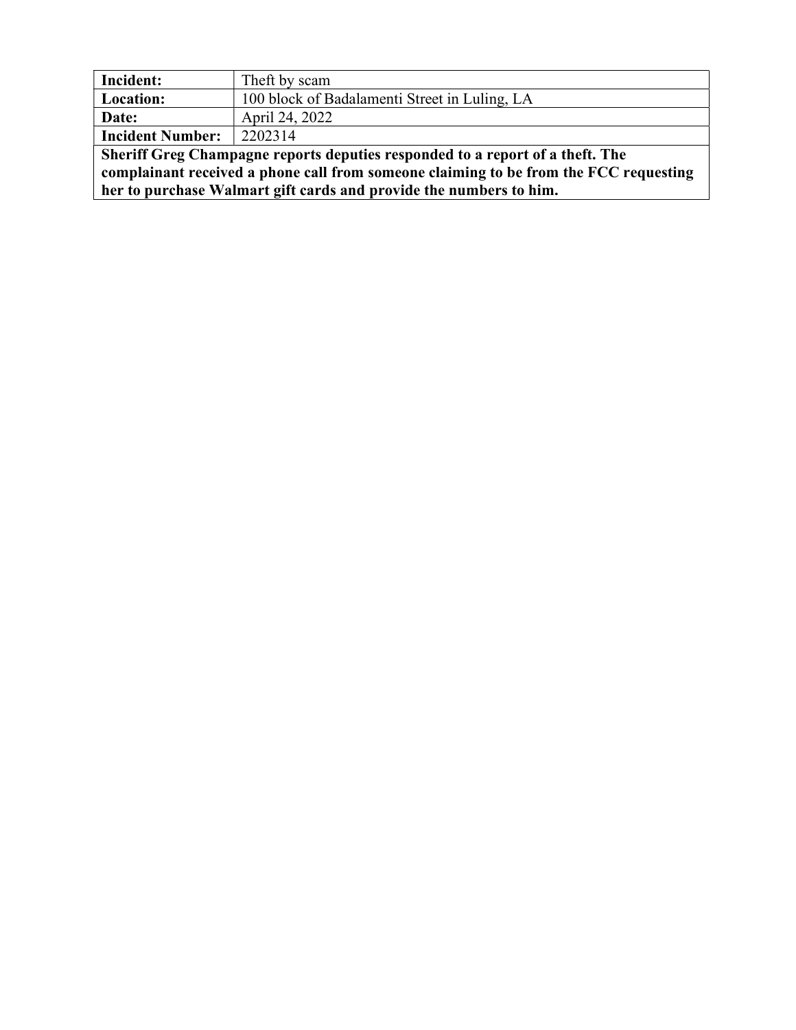| | |
|---|---|
| **Incident:** | Theft by scam |
| **Location:** | 100 block of Badalamenti Street in Luling, LA |
| **Date:** | April 24, 2022 |
| **Incident Number:** | 2202314 |

**Sheriff Greg Champagne reports deputies responded to a report of a theft. The complainant received a phone call from someone claiming to be from the FCC requesting her to purchase Walmart gift cards and provide the numbers to him.**